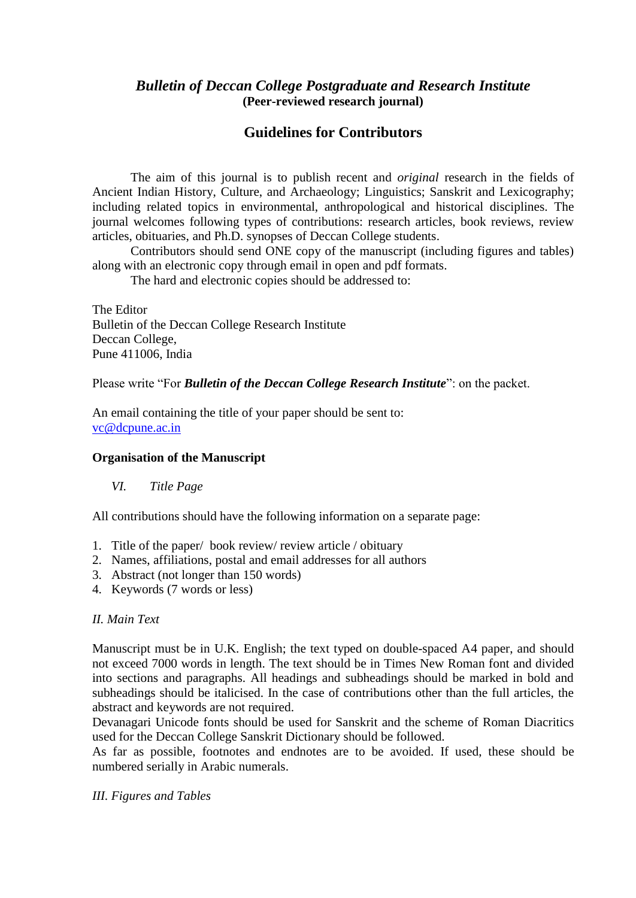# *Bulletin of Deccan College Postgraduate and Research Institute*

**(Peer-reviewed research journal)**

## Guidelines for Contributors

The aim of this journal is to publish recent and *original* research in the fields of Ancient Indian History, Culture, and Archaeology; Linguistics; Sanskrit and Lexicography; including related topics in environmental, anthropological and historical disciplines. The journal welcomes following types of contributions: research articles, book reviews, review articles, obituaries, and Ph.D. synopses of Deccan College students.

Contributors should send ONE copy of the manuscript (including figures and tables) along with an electronic copy through email in open and pdf formats.

The hard and electronic copies should be addressed to:

The Editor
Bulletin of the Deccan College Research Institute
Deccan College,
Pune 411006, India

Please write "For ***Bulletin of the Deccan College Research Institute***": on the packet.

An email containing the title of your paper should be sent to:
vc@dcpune.ac.in

### Organisation of the Manuscript

*VI. Title Page*

All contributions should have the following information on a separate page:

1. Title of the paper/ book review/ review article / obituary
2. Names, affiliations, postal and email addresses for all authors
3. Abstract (not longer than 150 words)
4. Keywords (7 words or less)

*II. Main Text*

Manuscript must be in U.K. English; the text typed on double-spaced A4 paper, and should not exceed 7000 words in length. The text should be in Times New Roman font and divided into sections and paragraphs. All headings and subheadings should be marked in bold and subheadings should be italicised. In the case of contributions other than the full articles, the abstract and keywords are not required.

Devanagari Unicode fonts should be used for Sanskrit and the scheme of Roman Diacritics used for the Deccan College Sanskrit Dictionary should be followed.

As far as possible, footnotes and endnotes are to be avoided. If used, these should be numbered serially in Arabic numerals.

*III. Figures and Tables*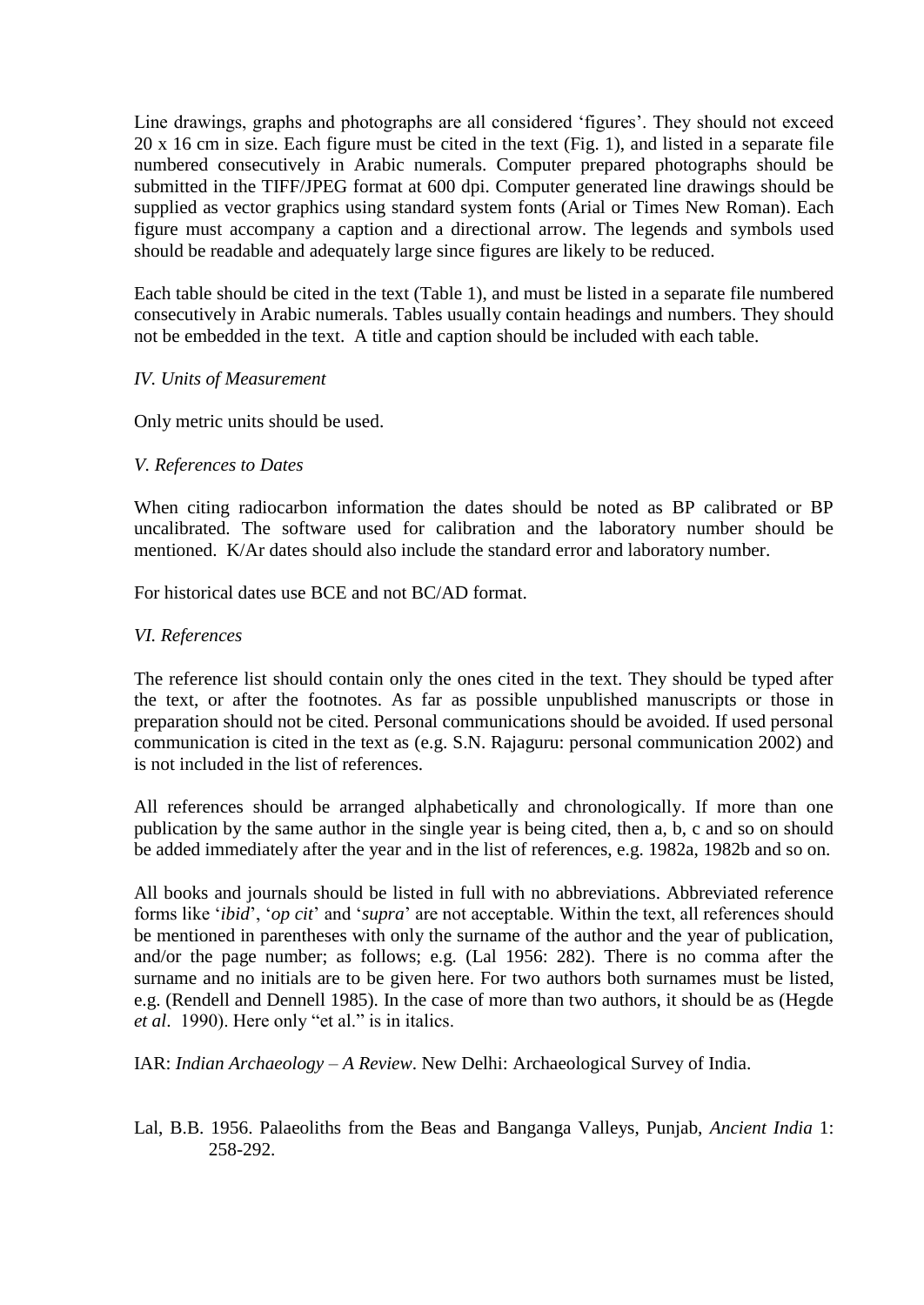Line drawings, graphs and photographs are all considered 'figures'. They should not exceed 20 x 16 cm in size. Each figure must be cited in the text (Fig. 1), and listed in a separate file numbered consecutively in Arabic numerals. Computer prepared photographs should be submitted in the TIFF/JPEG format at 600 dpi. Computer generated line drawings should be supplied as vector graphics using standard system fonts (Arial or Times New Roman). Each figure must accompany a caption and a directional arrow. The legends and symbols used should be readable and adequately large since figures are likely to be reduced.

Each table should be cited in the text (Table 1), and must be listed in a separate file numbered consecutively in Arabic numerals. Tables usually contain headings and numbers. They should not be embedded in the text. A title and caption should be included with each table.

*IV. Units of Measurement*

Only metric units should be used.

*V. References to Dates*

When citing radiocarbon information the dates should be noted as BP calibrated or BP uncalibrated. The software used for calibration and the laboratory number should be mentioned. K/Ar dates should also include the standard error and laboratory number.

For historical dates use BCE and not BC/AD format.

*VI. References*

The reference list should contain only the ones cited in the text. They should be typed after the text, or after the footnotes. As far as possible unpublished manuscripts or those in preparation should not be cited. Personal communications should be avoided. If used personal communication is cited in the text as (e.g. S.N. Rajaguru: personal communication 2002) and is not included in the list of references.

All references should be arranged alphabetically and chronologically. If more than one publication by the same author in the single year is being cited, then a, b, c and so on should be added immediately after the year and in the list of references, e.g. 1982a, 1982b and so on.

All books and journals should be listed in full with no abbreviations. Abbreviated reference forms like '*ibid*', '*op cit*' and '*supra*' are not acceptable. Within the text, all references should be mentioned in parentheses with only the surname of the author and the year of publication, and/or the page number; as follows; e.g. (Lal 1956: 282). There is no comma after the surname and no initials are to be given here. For two authors both surnames must be listed, e.g. (Rendell and Dennell 1985). In the case of more than two authors, it should be as (Hegde *et al*. 1990). Here only "et al." is in italics.

IAR: *Indian Archaeology – A Review*. New Delhi: Archaeological Survey of India.

Lal, B.B. 1956. Palaeoliths from the Beas and Banganga Valleys, Punjab, *Ancient India* 1: 258-292.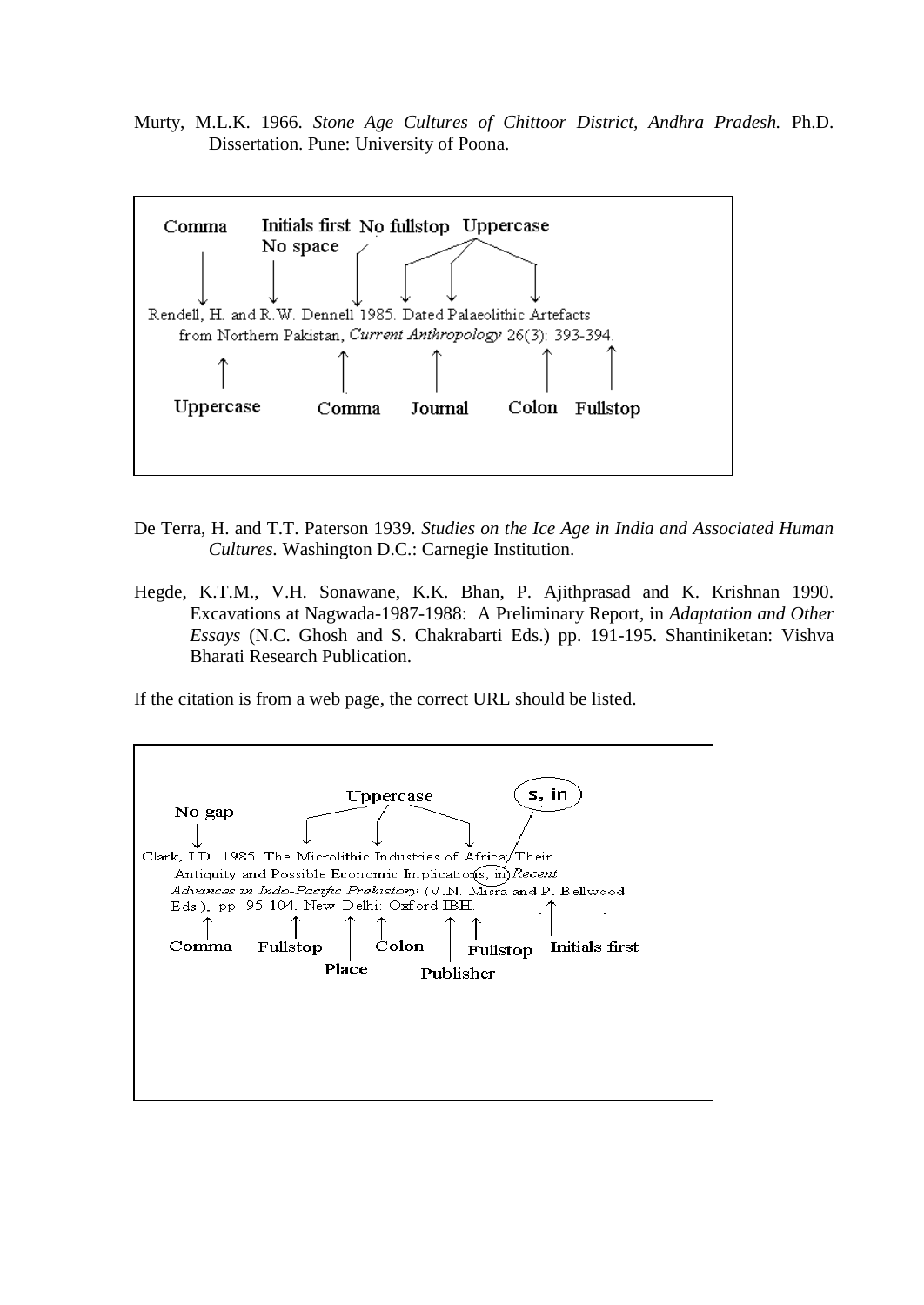Murty, M.L.K. 1966. *Stone Age Cultures of Chittoor District, Andhra Pradesh.* Ph.D. Dissertation. Pune: University of Poona.

Comma — Initials first No space — No fullstop — Uppercase

Rendell, H. and R.W. Dennell 1985. Dated Palaeolithic Artefacts from Northern Pakistan, *Current Anthropology* 26(3): 393-394.

Uppercase — Comma — Journal — Colon — Fullstop

De Terra, H. and T.T. Paterson 1939. *Studies on the Ice Age in India and Associated Human Cultures.* Washington D.C.: Carnegie Institution.

Hegde, K.T.M., V.H. Sonawane, K.K. Bhan, P. Ajithprasad and K. Krishnan 1990. Excavations at Nagwada-1987-1988: A Preliminary Report, in *Adaptation and Other Essays* (N.C. Ghosh and S. Chakrabarti Eds.) pp. 191-195. Shantiniketan: Vishva Bharati Research Publication.

If the citation is from a web page, the correct URL should be listed.

No gap — Uppercase — s, in

Clark, J.D. 1985. The Microlithic Industries of Africa/Their Antiquity and Possible Economic Implications, in *Recent Advances in Indo-Pacific Prehistory* (V.N. Misra and P. Bellwood Eds.). pp. 95-104. New Delhi: Oxford-IBH.

Comma — Fullstop — Place — Colon — Publisher — Fullstop — Initials first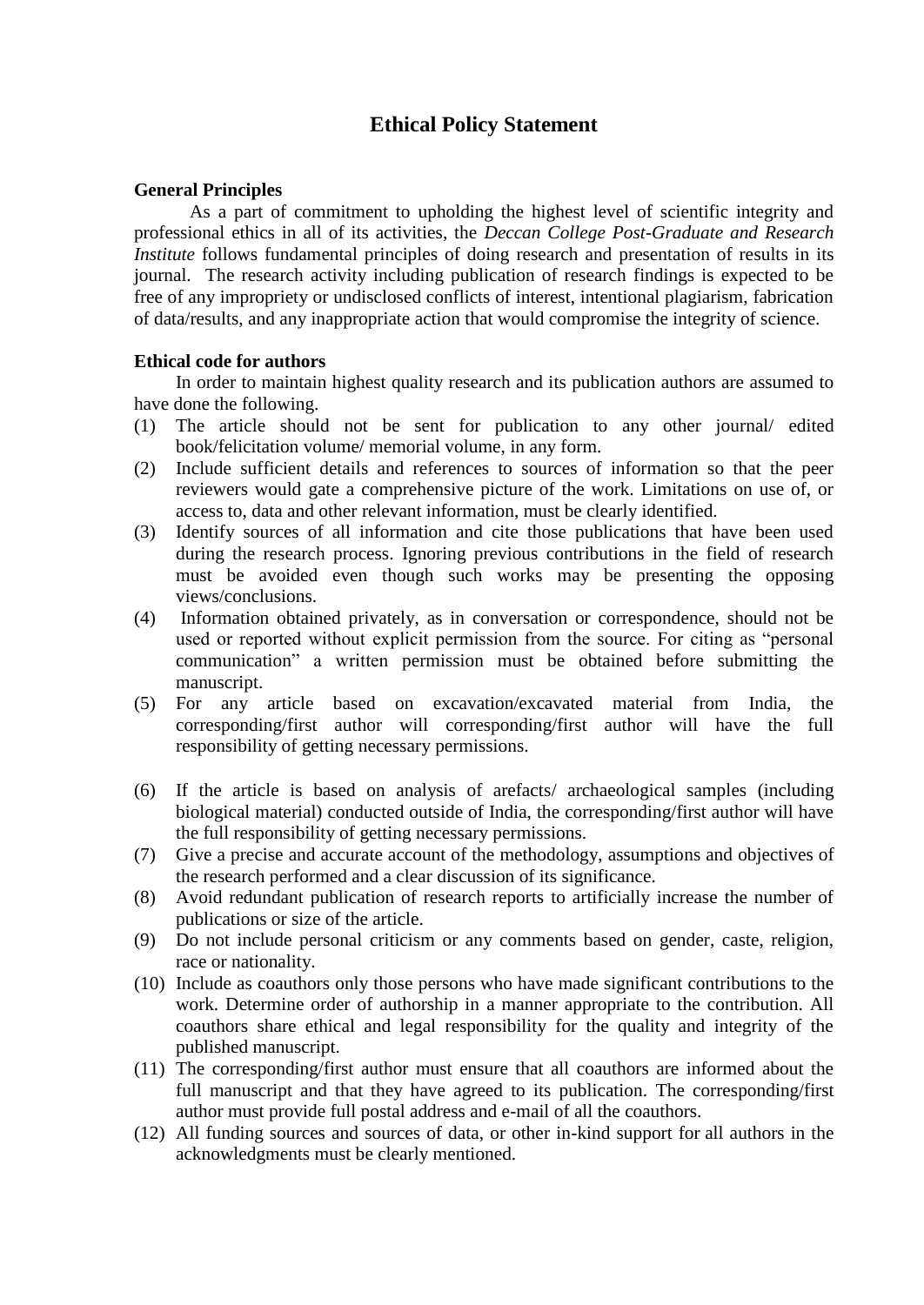# Ethical Policy Statement

**General Principles**

As a part of commitment to upholding the highest level of scientific integrity and professional ethics in all of its activities, the *Deccan College Post-Graduate and Research Institute* follows fundamental principles of doing research and presentation of results in its journal. The research activity including publication of research findings is expected to be free of any impropriety or undisclosed conflicts of interest, intentional plagiarism, fabrication of data/results, and any inappropriate action that would compromise the integrity of science.

**Ethical code for authors**

In order to maintain highest quality research and its publication authors are assumed to have done the following.

(1) The article should not be sent for publication to any other journal/ edited book/felicitation volume/ memorial volume, in any form.

(2) Include sufficient details and references to sources of information so that the peer reviewers would gate a comprehensive picture of the work. Limitations on use of, or access to, data and other relevant information, must be clearly identified.

(3) Identify sources of all information and cite those publications that have been used during the research process. Ignoring previous contributions in the field of research must be avoided even though such works may be presenting the opposing views/conclusions.

(4) Information obtained privately, as in conversation or correspondence, should not be used or reported without explicit permission from the source. For citing as "personal communication" a written permission must be obtained before submitting the manuscript.

(5) For any article based on excavation/excavated material from India, the corresponding/first author will corresponding/first author will have the full responsibility of getting necessary permissions.

(6) If the article is based on analysis of arefacts/ archaeological samples (including biological material) conducted outside of India, the corresponding/first author will have the full responsibility of getting necessary permissions.

(7) Give a precise and accurate account of the methodology, assumptions and objectives of the research performed and a clear discussion of its significance.

(8) Avoid redundant publication of research reports to artificially increase the number of publications or size of the article.

(9) Do not include personal criticism or any comments based on gender, caste, religion, race or nationality.

(10) Include as coauthors only those persons who have made significant contributions to the work. Determine order of authorship in a manner appropriate to the contribution. All coauthors share ethical and legal responsibility for the quality and integrity of the published manuscript.

(11) The corresponding/first author must ensure that all coauthors are informed about the full manuscript and that they have agreed to its publication. The corresponding/first author must provide full postal address and e-mail of all the coauthors.

(12) All funding sources and sources of data, or other in-kind support for all authors in the acknowledgments must be clearly mentioned.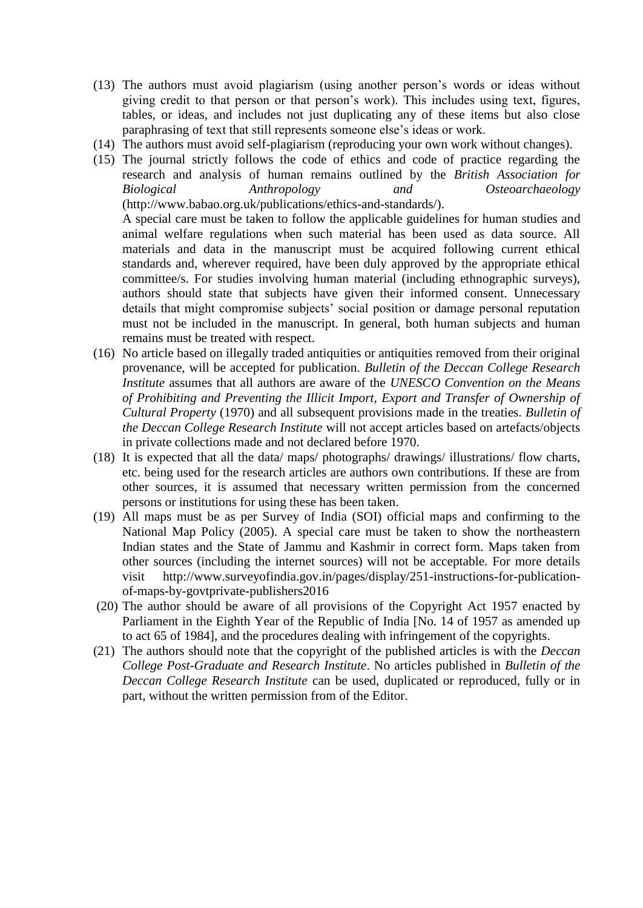(13) The authors must avoid plagiarism (using another person's words or ideas without giving credit to that person or that person's work). This includes using text, figures, tables, or ideas, and includes not just duplicating any of these items but also close paraphrasing of text that still represents someone else's ideas or work.

(14) The authors must avoid self-plagiarism (reproducing your own work without changes).

(15) The journal strictly follows the code of ethics and code of practice regarding the research and analysis of human remains outlined by the *British Association for Biological Anthropology and Osteoarchaeology* (http://www.babao.org.uk/publications/ethics-and-standards/).

A special care must be taken to follow the applicable guidelines for human studies and animal welfare regulations when such material has been used as data source. All materials and data in the manuscript must be acquired following current ethical standards and, wherever required, have been duly approved by the appropriate ethical committee/s. For studies involving human material (including ethnographic surveys), authors should state that subjects have given their informed consent. Unnecessary details that might compromise subjects' social position or damage personal reputation must not be included in the manuscript. In general, both human subjects and human remains must be treated with respect.

(16) No article based on illegally traded antiquities or antiquities removed from their original provenance, will be accepted for publication. *Bulletin of the Deccan College Research Institute* assumes that all authors are aware of the *UNESCO Convention on the Means of Prohibiting and Preventing the Illicit Import, Export and Transfer of Ownership of Cultural Property* (1970) and all subsequent provisions made in the treaties. *Bulletin of the Deccan College Research Institute* will not accept articles based on artefacts/objects in private collections made and not declared before 1970.

(18) It is expected that all the data/ maps/ photographs/ drawings/ illustrations/ flow charts, etc. being used for the research articles are authors own contributions. If these are from other sources, it is assumed that necessary written permission from the concerned persons or institutions for using these has been taken.

(19) All maps must be as per Survey of India (SOI) official maps and confirming to the National Map Policy (2005). A special care must be taken to show the northeastern Indian states and the State of Jammu and Kashmir in correct form. Maps taken from other sources (including the internet sources) will not be acceptable. For more details visit http://www.surveyofindia.gov.in/pages/display/251-instructions-for-publication-of-maps-by-govtprivate-publishers2016

(20) The author should be aware of all provisions of the Copyright Act 1957 enacted by Parliament in the Eighth Year of the Republic of India [No. 14 of 1957 as amended up to act 65 of 1984], and the procedures dealing with infringement of the copyrights.

(21) The authors should note that the copyright of the published articles is with the *Deccan College Post-Graduate and Research Institute*. No articles published in *Bulletin of the Deccan College Research Institute* can be used, duplicated or reproduced, fully or in part, without the written permission from of the Editor.